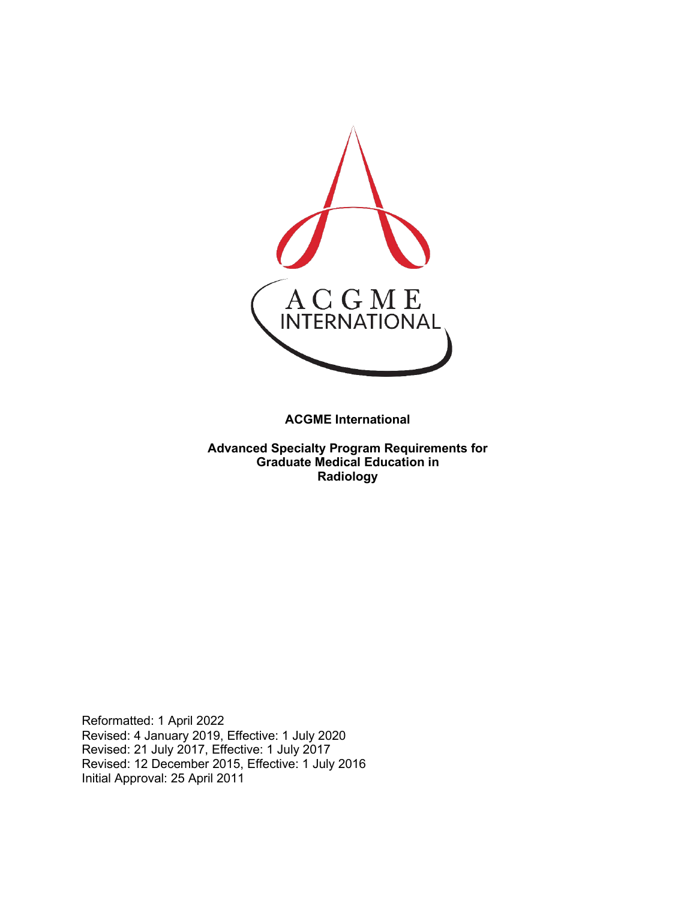**ACGME International**

**Advanced Specialty Program Requirements for Graduate Medical Education in Radiology**

Reformatted: 1 April 2022
Revised: 4 January 2019, Effective: 1 July 2020
Revised: 21 July 2017, Effective: 1 July 2017
Revised: 12 December 2015, Effective: 1 July 2016
Initial Approval: 25 April 2011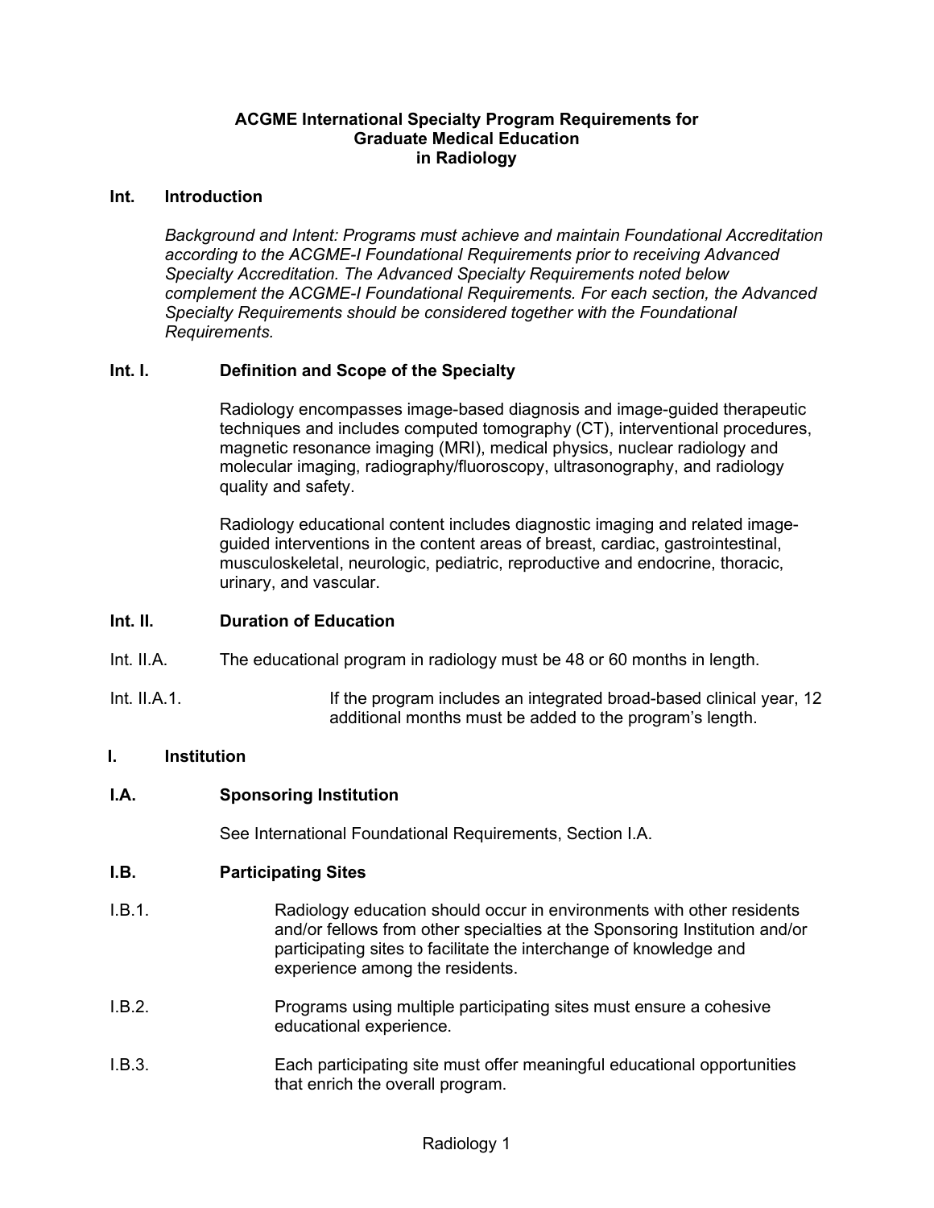# ACGME International Specialty Program Requirements for Graduate Medical Education in Radiology

## Int. Introduction

*Background and Intent: Programs must achieve and maintain Foundational Accreditation according to the ACGME-I Foundational Requirements prior to receiving Advanced Specialty Accreditation. The Advanced Specialty Requirements noted below complement the ACGME-I Foundational Requirements. For each section, the Advanced Specialty Requirements should be considered together with the Foundational Requirements.*

### Int. I. Definition and Scope of the Specialty

Radiology encompasses image-based diagnosis and image-guided therapeutic techniques and includes computed tomography (CT), interventional procedures, magnetic resonance imaging (MRI), medical physics, nuclear radiology and molecular imaging, radiography/fluoroscopy, ultrasonography, and radiology quality and safety.

Radiology educational content includes diagnostic imaging and related image-guided interventions in the content areas of breast, cardiac, gastrointestinal, musculoskeletal, neurologic, pediatric, reproductive and endocrine, thoracic, urinary, and vascular.

### Int. II. Duration of Education

Int. II.A. The educational program in radiology must be 48 or 60 months in length.

Int. II.A.1. If the program includes an integrated broad-based clinical year, 12 additional months must be added to the program's length.

## I. Institution

### I.A. Sponsoring Institution

See International Foundational Requirements, Section I.A.

### I.B. Participating Sites

I.B.1. Radiology education should occur in environments with other residents and/or fellows from other specialties at the Sponsoring Institution and/or participating sites to facilitate the interchange of knowledge and experience among the residents.

I.B.2. Programs using multiple participating sites must ensure a cohesive educational experience.

I.B.3. Each participating site must offer meaningful educational opportunities that enrich the overall program.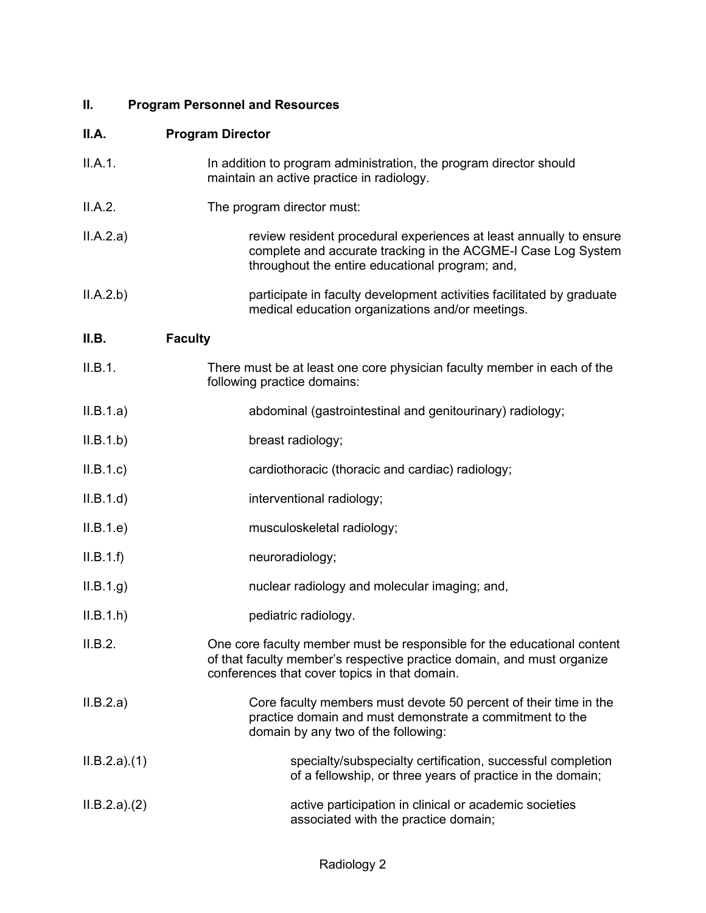## II. Program Personnel and Resources

### II.A. Program Director

II.A.1. In addition to program administration, the program director should maintain an active practice in radiology.

II.A.2. The program director must:

II.A.2.a) review resident procedural experiences at least annually to ensure complete and accurate tracking in the ACGME-I Case Log System throughout the entire educational program; and,

II.A.2.b) participate in faculty development activities facilitated by graduate medical education organizations and/or meetings.

### II.B. Faculty

II.B.1. There must be at least one core physician faculty member in each of the following practice domains:

II.B.1.a) abdominal (gastrointestinal and genitourinary) radiology;

II.B.1.b) breast radiology;

II.B.1.c) cardiothoracic (thoracic and cardiac) radiology;

II.B.1.d) interventional radiology;

II.B.1.e) musculoskeletal radiology;

II.B.1.f) neuroradiology;

II.B.1.g) nuclear radiology and molecular imaging; and,

II.B.1.h) pediatric radiology.

II.B.2. One core faculty member must be responsible for the educational content of that faculty member's respective practice domain, and must organize conferences that cover topics in that domain.

II.B.2.a) Core faculty members must devote 50 percent of their time in the practice domain and must demonstrate a commitment to the domain by any two of the following:

II.B.2.a).(1) specialty/subspecialty certification, successful completion of a fellowship, or three years of practice in the domain;

II.B.2.a).(2) active participation in clinical or academic societies associated with the practice domain;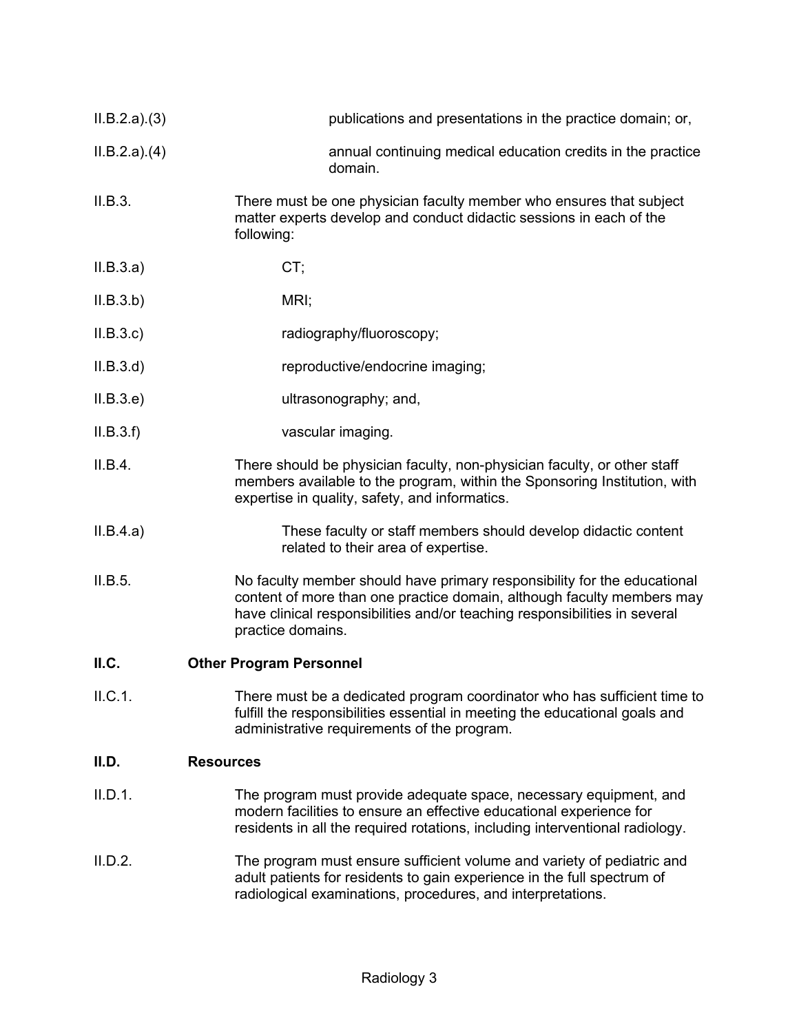II.B.2.a).(3) publications and presentations in the practice domain; or,

II.B.2.a).(4) annual continuing medical education credits in the practice domain.

II.B.3. There must be one physician faculty member who ensures that subject matter experts develop and conduct didactic sessions in each of the following:

II.B.3.a) CT;

II.B.3.b) MRI;

II.B.3.c) radiography/fluoroscopy;

II.B.3.d) reproductive/endocrine imaging;

II.B.3.e) ultrasonography; and,

II.B.3.f) vascular imaging.

II.B.4. There should be physician faculty, non-physician faculty, or other staff members available to the program, within the Sponsoring Institution, with expertise in quality, safety, and informatics.

II.B.4.a) These faculty or staff members should develop didactic content related to their area of expertise.

II.B.5. No faculty member should have primary responsibility for the educational content of more than one practice domain, although faculty members may have clinical responsibilities and/or teaching responsibilities in several practice domains.

## II.C. Other Program Personnel

II.C.1. There must be a dedicated program coordinator who has sufficient time to fulfill the responsibilities essential in meeting the educational goals and administrative requirements of the program.

## II.D. Resources

II.D.1. The program must provide adequate space, necessary equipment, and modern facilities to ensure an effective educational experience for residents in all the required rotations, including interventional radiology.

II.D.2. The program must ensure sufficient volume and variety of pediatric and adult patients for residents to gain experience in the full spectrum of radiological examinations, procedures, and interpretations.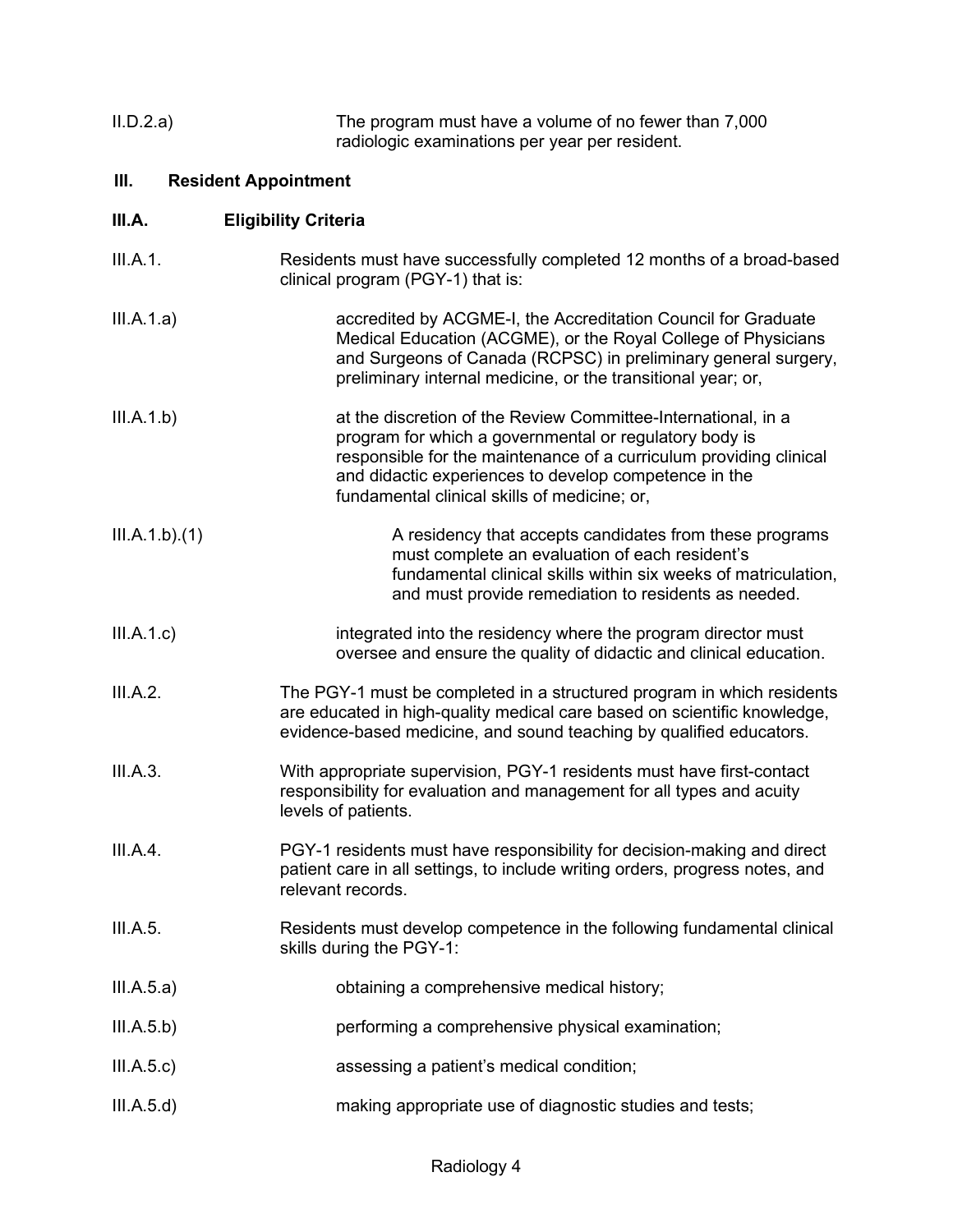II.D.2.a) The program must have a volume of no fewer than 7,000 radiologic examinations per year per resident.

## III. Resident Appointment

### III.A. Eligibility Criteria

III.A.1. Residents must have successfully completed 12 months of a broad-based clinical program (PGY-1) that is:

III.A.1.a) accredited by ACGME-I, the Accreditation Council for Graduate Medical Education (ACGME), or the Royal College of Physicians and Surgeons of Canada (RCPSC) in preliminary general surgery, preliminary internal medicine, or the transitional year; or,

III.A.1.b) at the discretion of the Review Committee-International, in a program for which a governmental or regulatory body is responsible for the maintenance of a curriculum providing clinical and didactic experiences to develop competence in the fundamental clinical skills of medicine; or,

III.A.1.b).(1) A residency that accepts candidates from these programs must complete an evaluation of each resident's fundamental clinical skills within six weeks of matriculation, and must provide remediation to residents as needed.

III.A.1.c) integrated into the residency where the program director must oversee and ensure the quality of didactic and clinical education.

III.A.2. The PGY-1 must be completed in a structured program in which residents are educated in high-quality medical care based on scientific knowledge, evidence-based medicine, and sound teaching by qualified educators.

III.A.3. With appropriate supervision, PGY-1 residents must have first-contact responsibility for evaluation and management for all types and acuity levels of patients.

III.A.4. PGY-1 residents must have responsibility for decision-making and direct patient care in all settings, to include writing orders, progress notes, and relevant records.

III.A.5. Residents must develop competence in the following fundamental clinical skills during the PGY-1:

III.A.5.a) obtaining a comprehensive medical history;

III.A.5.b) performing a comprehensive physical examination;

III.A.5.c) assessing a patient's medical condition;

III.A.5.d) making appropriate use of diagnostic studies and tests;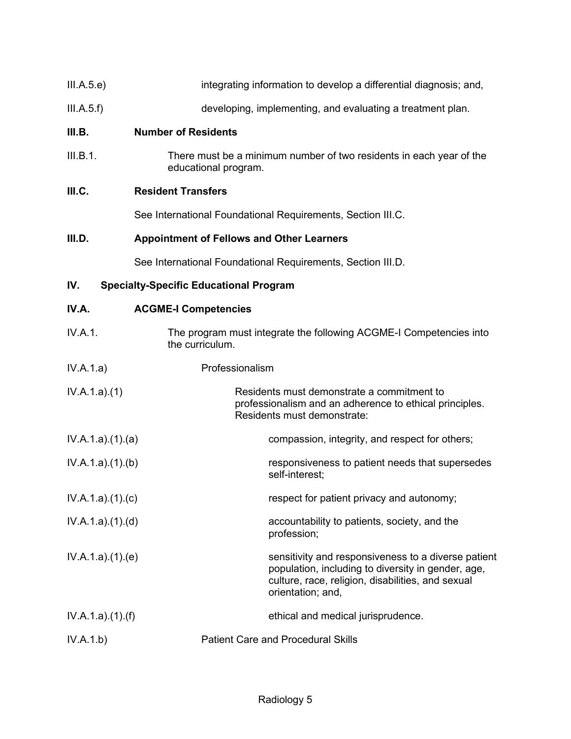III.A.5.e) integrating information to develop a differential diagnosis; and,

III.A.5.f) developing, implementing, and evaluating a treatment plan.

**III.B. Number of Residents**

III.B.1. There must be a minimum number of two residents in each year of the educational program.

**III.C. Resident Transfers**

See International Foundational Requirements, Section III.C.

**III.D. Appointment of Fellows and Other Learners**

See International Foundational Requirements, Section III.D.

**IV. Specialty-Specific Educational Program**

**IV.A. ACGME-I Competencies**

IV.A.1. The program must integrate the following ACGME-I Competencies into the curriculum.

IV.A.1.a) Professionalism

IV.A.1.a).(1) Residents must demonstrate a commitment to professionalism and an adherence to ethical principles. Residents must demonstrate:

IV.A.1.a).(1).(a) compassion, integrity, and respect for others;

IV.A.1.a).(1).(b) responsiveness to patient needs that supersedes self-interest;

IV.A.1.a).(1).(c) respect for patient privacy and autonomy;

IV.A.1.a).(1).(d) accountability to patients, society, and the profession;

IV.A.1.a).(1).(e) sensitivity and responsiveness to a diverse patient population, including to diversity in gender, age, culture, race, religion, disabilities, and sexual orientation; and,

IV.A.1.a).(1).(f) ethical and medical jurisprudence.

IV.A.1.b) Patient Care and Procedural Skills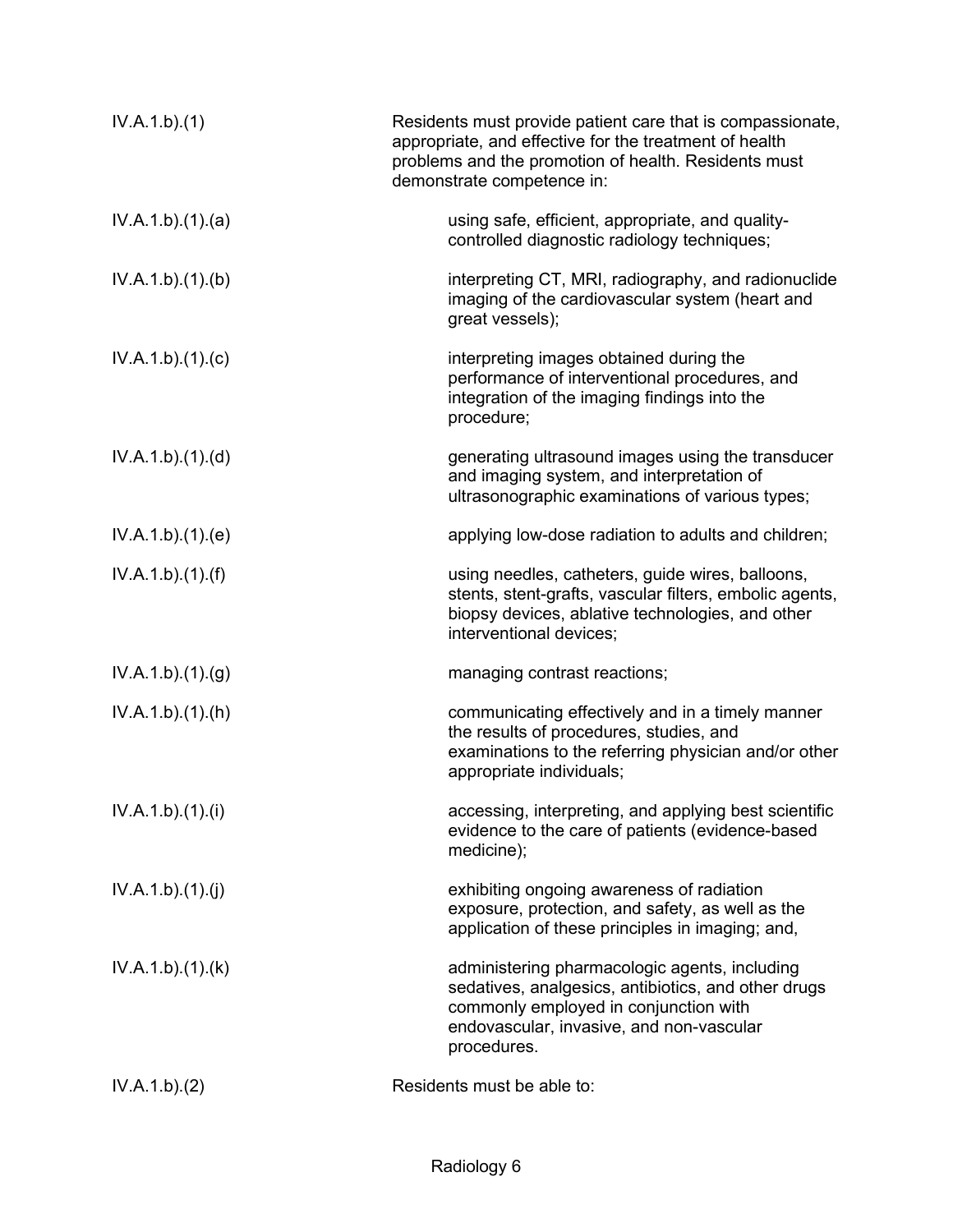| | |
|---|---|
| IV.A.1.b).(1) | Residents must provide patient care that is compassionate, appropriate, and effective for the treatment of health problems and the promotion of health. Residents must demonstrate competence in: |
| IV.A.1.b).(1).(a) | using safe, efficient, appropriate, and quality-controlled diagnostic radiology techniques; |
| IV.A.1.b).(1).(b) | interpreting CT, MRI, radiography, and radionuclide imaging of the cardiovascular system (heart and great vessels); |
| IV.A.1.b).(1).(c) | interpreting images obtained during the performance of interventional procedures, and integration of the imaging findings into the procedure; |
| IV.A.1.b).(1).(d) | generating ultrasound images using the transducer and imaging system, and interpretation of ultrasonographic examinations of various types; |
| IV.A.1.b).(1).(e) | applying low-dose radiation to adults and children; |
| IV.A.1.b).(1).(f) | using needles, catheters, guide wires, balloons, stents, stent-grafts, vascular filters, embolic agents, biopsy devices, ablative technologies, and other interventional devices; |
| IV.A.1.b).(1).(g) | managing contrast reactions; |
| IV.A.1.b).(1).(h) | communicating effectively and in a timely manner the results of procedures, studies, and examinations to the referring physician and/or other appropriate individuals; |
| IV.A.1.b).(1).(i) | accessing, interpreting, and applying best scientific evidence to the care of patients (evidence-based medicine); |
| IV.A.1.b).(1).(j) | exhibiting ongoing awareness of radiation exposure, protection, and safety, as well as the application of these principles in imaging; and, |
| IV.A.1.b).(1).(k) | administering pharmacologic agents, including sedatives, analgesics, antibiotics, and other drugs commonly employed in conjunction with endovascular, invasive, and non-vascular procedures. |
| IV.A.1.b).(2) | Residents must be able to: |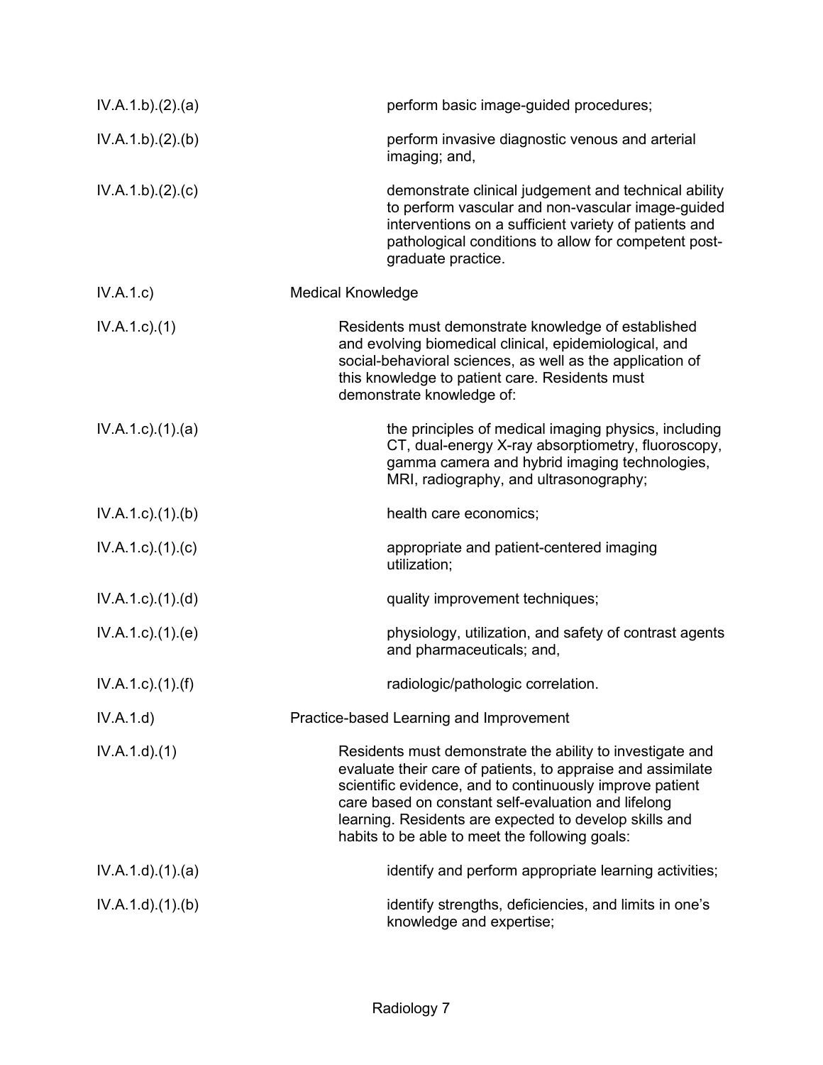IV.A.1.b).(2).(a) perform basic image-guided procedures;

IV.A.1.b).(2).(b) perform invasive diagnostic venous and arterial imaging; and,

IV.A.1.b).(2).(c) demonstrate clinical judgement and technical ability to perform vascular and non-vascular image-guided interventions on a sufficient variety of patients and pathological conditions to allow for competent post-graduate practice.

IV.A.1.c) Medical Knowledge

IV.A.1.c).(1) Residents must demonstrate knowledge of established and evolving biomedical clinical, epidemiological, and social-behavioral sciences, as well as the application of this knowledge to patient care. Residents must demonstrate knowledge of:

IV.A.1.c).(1).(a) the principles of medical imaging physics, including CT, dual-energy X-ray absorptiometry, fluoroscopy, gamma camera and hybrid imaging technologies, MRI, radiography, and ultrasonography;

IV.A.1.c).(1).(b) health care economics;

IV.A.1.c).(1).(c) appropriate and patient-centered imaging utilization;

IV.A.1.c).(1).(d) quality improvement techniques;

IV.A.1.c).(1).(e) physiology, utilization, and safety of contrast agents and pharmaceuticals; and,

IV.A.1.c).(1).(f) radiologic/pathologic correlation.

IV.A.1.d) Practice-based Learning and Improvement

IV.A.1.d).(1) Residents must demonstrate the ability to investigate and evaluate their care of patients, to appraise and assimilate scientific evidence, and to continuously improve patient care based on constant self-evaluation and lifelong learning. Residents are expected to develop skills and habits to be able to meet the following goals:

IV.A.1.d).(1).(a) identify and perform appropriate learning activities;

IV.A.1.d).(1).(b) identify strengths, deficiencies, and limits in one's knowledge and expertise;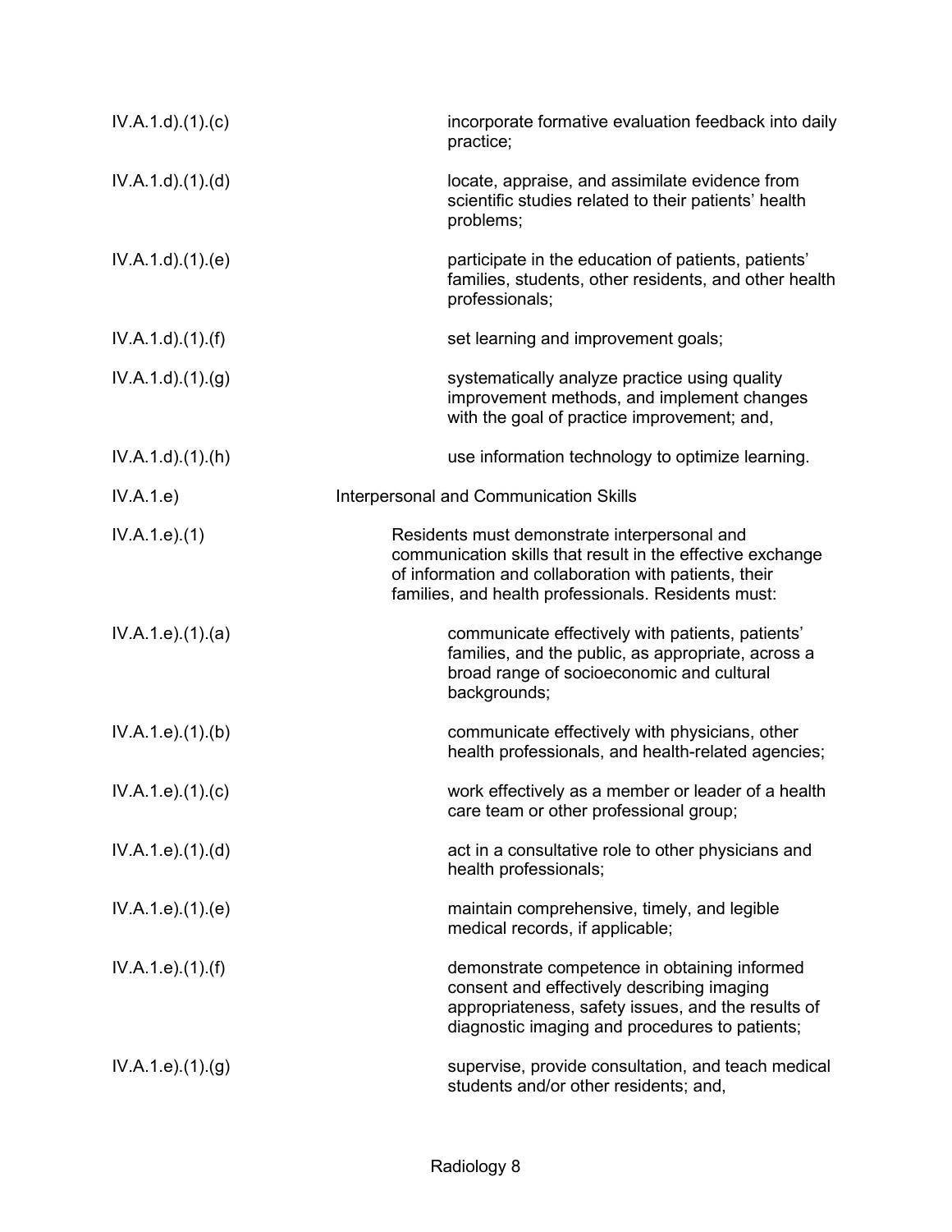| | |
|---|---|
| IV.A.1.d).(1).(c) | incorporate formative evaluation feedback into daily practice; |
| IV.A.1.d).(1).(d) | locate, appraise, and assimilate evidence from scientific studies related to their patients' health problems; |
| IV.A.1.d).(1).(e) | participate in the education of patients, patients' families, students, other residents, and other health professionals; |
| IV.A.1.d).(1).(f) | set learning and improvement goals; |
| IV.A.1.d).(1).(g) | systematically analyze practice using quality improvement methods, and implement changes with the goal of practice improvement; and, |
| IV.A.1.d).(1).(h) | use information technology to optimize learning. |
| IV.A.1.e) | Interpersonal and Communication Skills |
| IV.A.1.e).(1) | Residents must demonstrate interpersonal and communication skills that result in the effective exchange of information and collaboration with patients, their families, and health professionals. Residents must: |
| IV.A.1.e).(1).(a) | communicate effectively with patients, patients' families, and the public, as appropriate, across a broad range of socioeconomic and cultural backgrounds; |
| IV.A.1.e).(1).(b) | communicate effectively with physicians, other health professionals, and health-related agencies; |
| IV.A.1.e).(1).(c) | work effectively as a member or leader of a health care team or other professional group; |
| IV.A.1.e).(1).(d) | act in a consultative role to other physicians and health professionals; |
| IV.A.1.e).(1).(e) | maintain comprehensive, timely, and legible medical records, if applicable; |
| IV.A.1.e).(1).(f) | demonstrate competence in obtaining informed consent and effectively describing imaging appropriateness, safety issues, and the results of diagnostic imaging and procedures to patients; |
| IV.A.1.e).(1).(g) | supervise, provide consultation, and teach medical students and/or other residents; and, |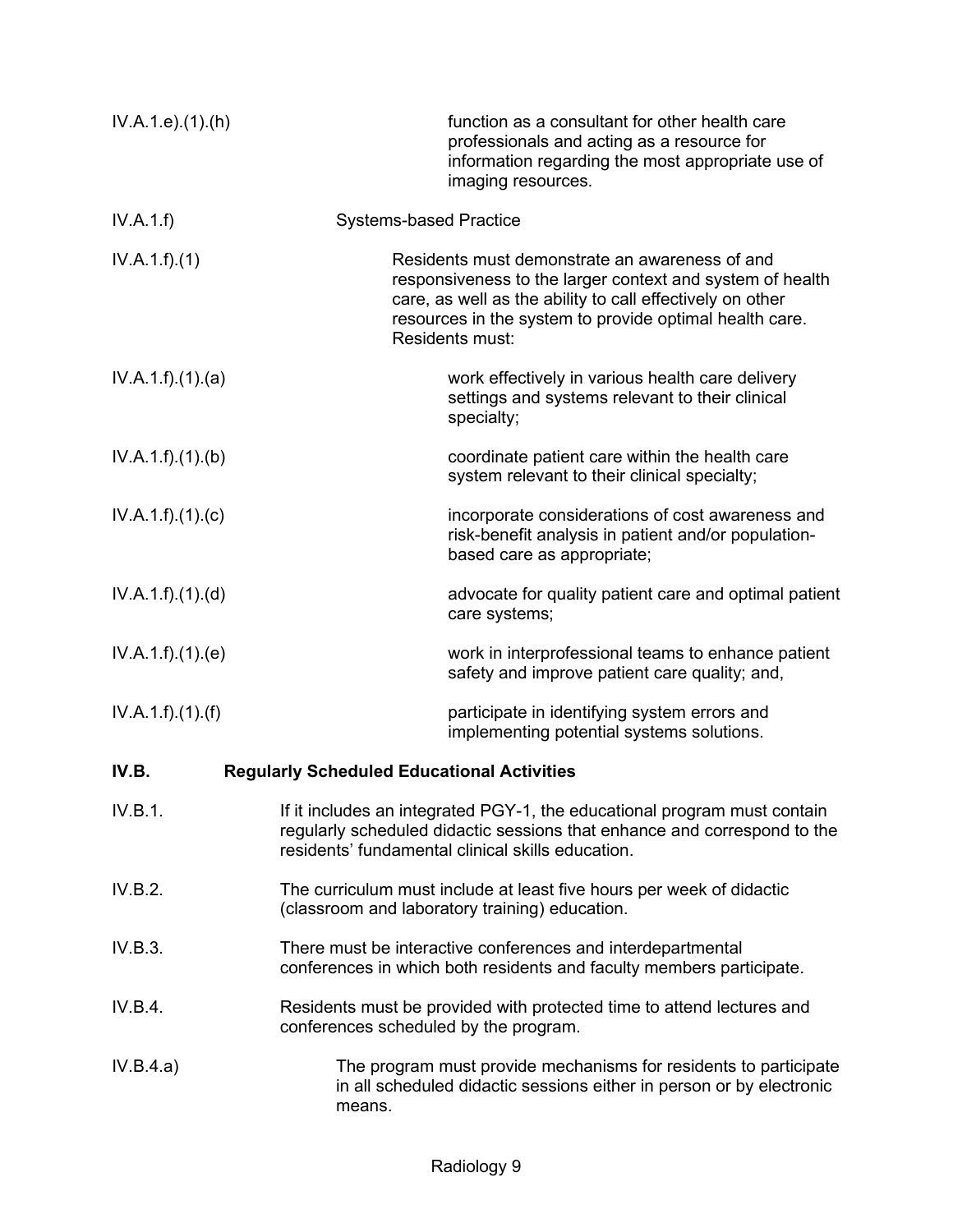IV.A.1.e).(1).(h) function as a consultant for other health care professionals and acting as a resource for information regarding the most appropriate use of imaging resources.

IV.A.1.f) Systems-based Practice

IV.A.1.f).(1) Residents must demonstrate an awareness of and responsiveness to the larger context and system of health care, as well as the ability to call effectively on other resources in the system to provide optimal health care. Residents must:

IV.A.1.f).(1).(a) work effectively in various health care delivery settings and systems relevant to their clinical specialty;

IV.A.1.f).(1).(b) coordinate patient care within the health care system relevant to their clinical specialty;

IV.A.1.f).(1).(c) incorporate considerations of cost awareness and risk-benefit analysis in patient and/or population-based care as appropriate;

IV.A.1.f).(1).(d) advocate for quality patient care and optimal patient care systems;

IV.A.1.f).(1).(e) work in interprofessional teams to enhance patient safety and improve patient care quality; and,

IV.A.1.f).(1).(f) participate in identifying system errors and implementing potential systems solutions.

**IV.B. Regularly Scheduled Educational Activities**

IV.B.1. If it includes an integrated PGY-1, the educational program must contain regularly scheduled didactic sessions that enhance and correspond to the residents' fundamental clinical skills education.

IV.B.2. The curriculum must include at least five hours per week of didactic (classroom and laboratory training) education.

IV.B.3. There must be interactive conferences and interdepartmental conferences in which both residents and faculty members participate.

IV.B.4. Residents must be provided with protected time to attend lectures and conferences scheduled by the program.

IV.B.4.a) The program must provide mechanisms for residents to participate in all scheduled didactic sessions either in person or by electronic means.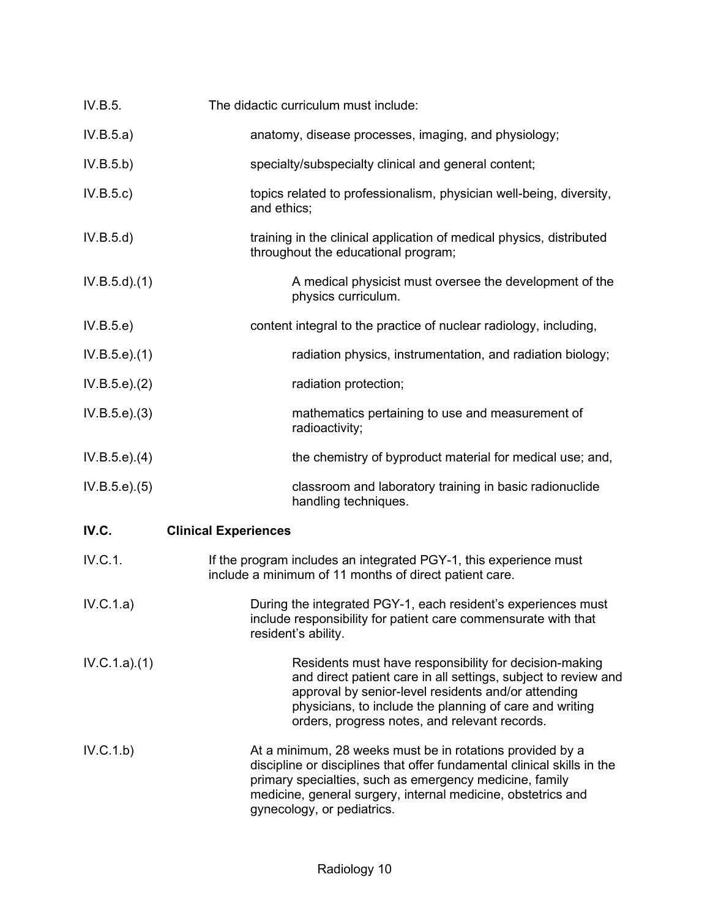IV.B.5. The didactic curriculum must include:

IV.B.5.a) anatomy, disease processes, imaging, and physiology;

IV.B.5.b) specialty/subspecialty clinical and general content;

IV.B.5.c) topics related to professionalism, physician well-being, diversity, and ethics;

IV.B.5.d) training in the clinical application of medical physics, distributed throughout the educational program;

IV.B.5.d).(1) A medical physicist must oversee the development of the physics curriculum.

IV.B.5.e) content integral to the practice of nuclear radiology, including,

IV.B.5.e).(1) radiation physics, instrumentation, and radiation biology;

IV.B.5.e).(2) radiation protection;

IV.B.5.e).(3) mathematics pertaining to use and measurement of radioactivity;

IV.B.5.e).(4) the chemistry of byproduct material for medical use; and,

IV.B.5.e).(5) classroom and laboratory training in basic radionuclide handling techniques.

## IV.C. Clinical Experiences

IV.C.1. If the program includes an integrated PGY-1, this experience must include a minimum of 11 months of direct patient care.

IV.C.1.a) During the integrated PGY-1, each resident's experiences must include responsibility for patient care commensurate with that resident's ability.

IV.C.1.a).(1) Residents must have responsibility for decision-making and direct patient care in all settings, subject to review and approval by senior-level residents and/or attending physicians, to include the planning of care and writing orders, progress notes, and relevant records.

IV.C.1.b) At a minimum, 28 weeks must be in rotations provided by a discipline or disciplines that offer fundamental clinical skills in the primary specialties, such as emergency medicine, family medicine, general surgery, internal medicine, obstetrics and gynecology, or pediatrics.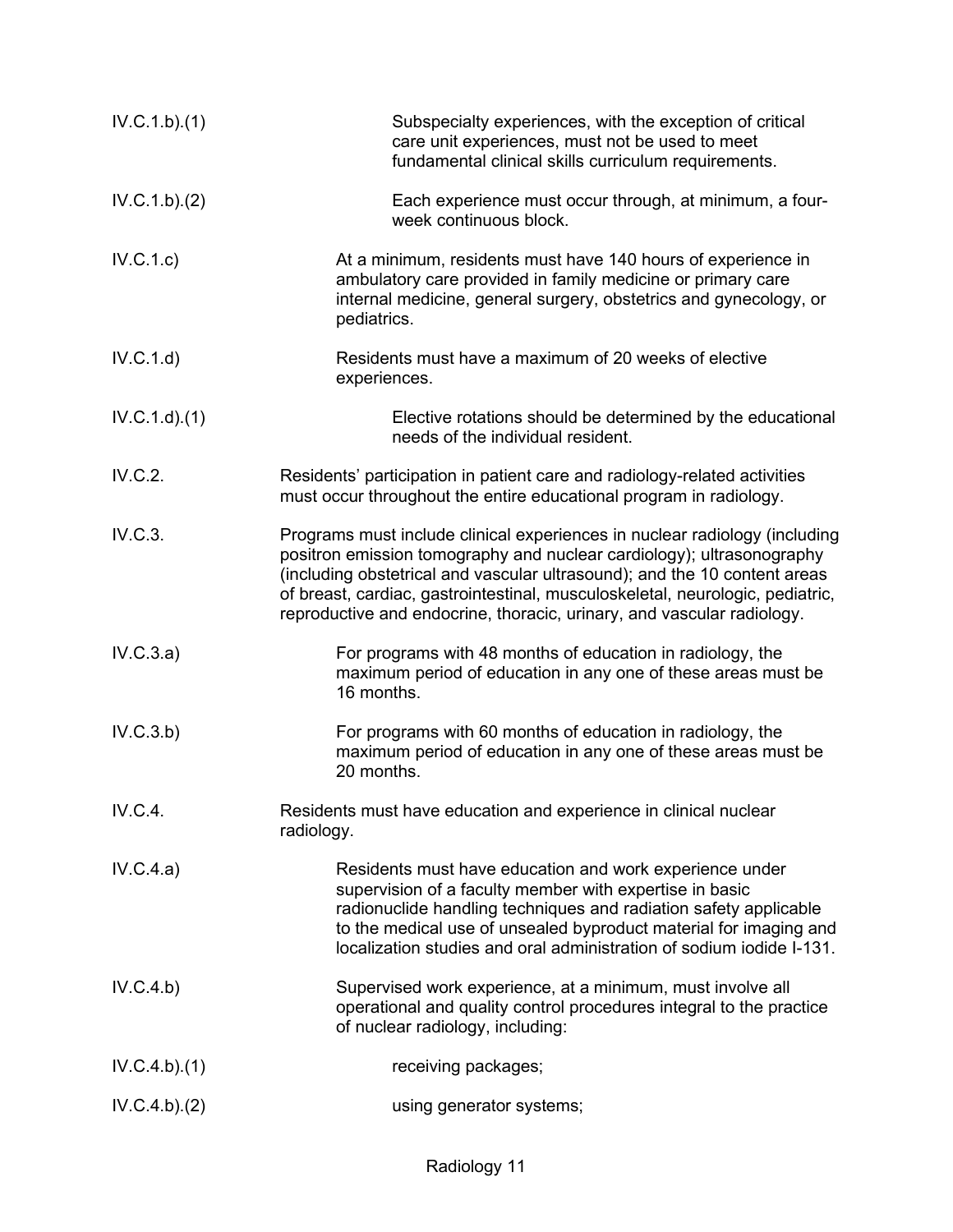IV.C.1.b).(1) Subspecialty experiences, with the exception of critical care unit experiences, must not be used to meet fundamental clinical skills curriculum requirements.

IV.C.1.b).(2) Each experience must occur through, at minimum, a four-week continuous block.

IV.C.1.c) At a minimum, residents must have 140 hours of experience in ambulatory care provided in family medicine or primary care internal medicine, general surgery, obstetrics and gynecology, or pediatrics.

IV.C.1.d) Residents must have a maximum of 20 weeks of elective experiences.

IV.C.1.d).(1) Elective rotations should be determined by the educational needs of the individual resident.

IV.C.2. Residents' participation in patient care and radiology-related activities must occur throughout the entire educational program in radiology.

IV.C.3. Programs must include clinical experiences in nuclear radiology (including positron emission tomography and nuclear cardiology); ultrasonography (including obstetrical and vascular ultrasound); and the 10 content areas of breast, cardiac, gastrointestinal, musculoskeletal, neurologic, pediatric, reproductive and endocrine, thoracic, urinary, and vascular radiology.

IV.C.3.a) For programs with 48 months of education in radiology, the maximum period of education in any one of these areas must be 16 months.

IV.C.3.b) For programs with 60 months of education in radiology, the maximum period of education in any one of these areas must be 20 months.

IV.C.4. Residents must have education and experience in clinical nuclear radiology.

IV.C.4.a) Residents must have education and work experience under supervision of a faculty member with expertise in basic radionuclide handling techniques and radiation safety applicable to the medical use of unsealed byproduct material for imaging and localization studies and oral administration of sodium iodide I-131.

IV.C.4.b) Supervised work experience, at a minimum, must involve all operational and quality control procedures integral to the practice of nuclear radiology, including:

IV.C.4.b).(1) receiving packages;

IV.C.4.b).(2) using generator systems;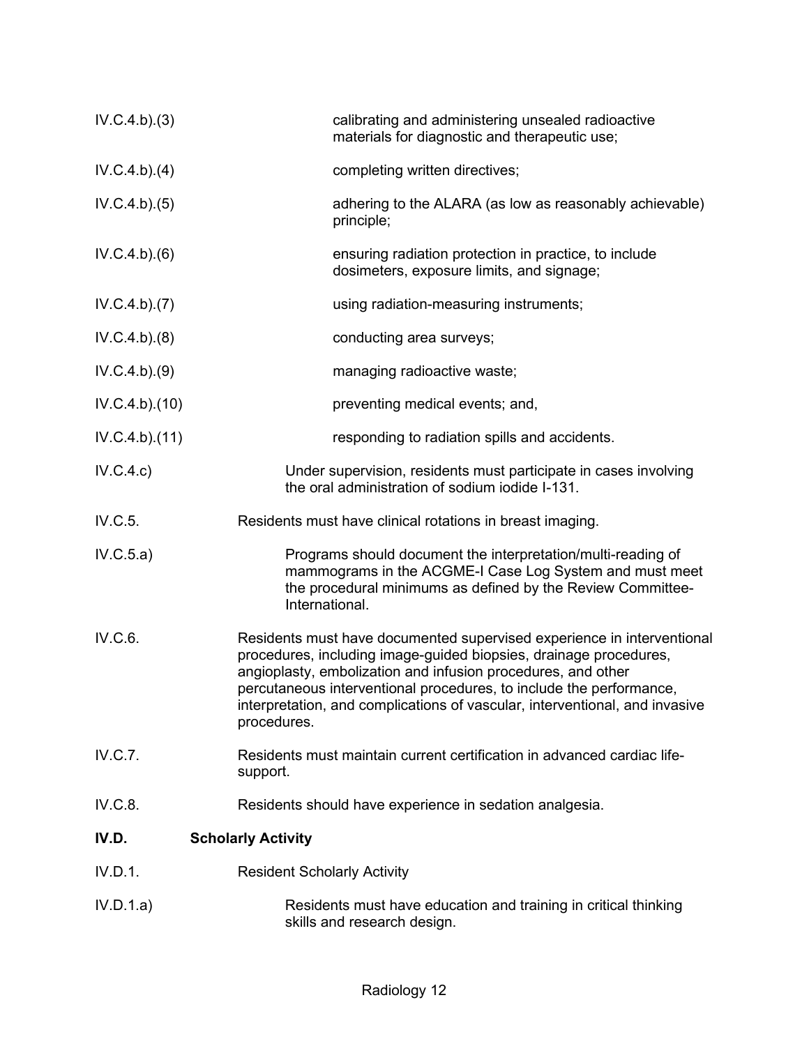IV.C.4.b).(3) calibrating and administering unsealed radioactive materials for diagnostic and therapeutic use;

IV.C.4.b).(4) completing written directives;

IV.C.4.b).(5) adhering to the ALARA (as low as reasonably achievable) principle;

IV.C.4.b).(6) ensuring radiation protection in practice, to include dosimeters, exposure limits, and signage;

IV.C.4.b).(7) using radiation-measuring instruments;

IV.C.4.b).(8) conducting area surveys;

IV.C.4.b).(9) managing radioactive waste;

IV.C.4.b).(10) preventing medical events; and,

IV.C.4.b).(11) responding to radiation spills and accidents.

IV.C.4.c) Under supervision, residents must participate in cases involving the oral administration of sodium iodide I-131.

IV.C.5. Residents must have clinical rotations in breast imaging.

IV.C.5.a) Programs should document the interpretation/multi-reading of mammograms in the ACGME-I Case Log System and must meet the procedural minimums as defined by the Review Committee-International.

IV.C.6. Residents must have documented supervised experience in interventional procedures, including image-guided biopsies, drainage procedures, angioplasty, embolization and infusion procedures, and other percutaneous interventional procedures, to include the performance, interpretation, and complications of vascular, interventional, and invasive procedures.

IV.C.7. Residents must maintain current certification in advanced cardiac life-support.

IV.C.8. Residents should have experience in sedation analgesia.

## IV.D. Scholarly Activity

IV.D.1. Resident Scholarly Activity

IV.D.1.a) Residents must have education and training in critical thinking skills and research design.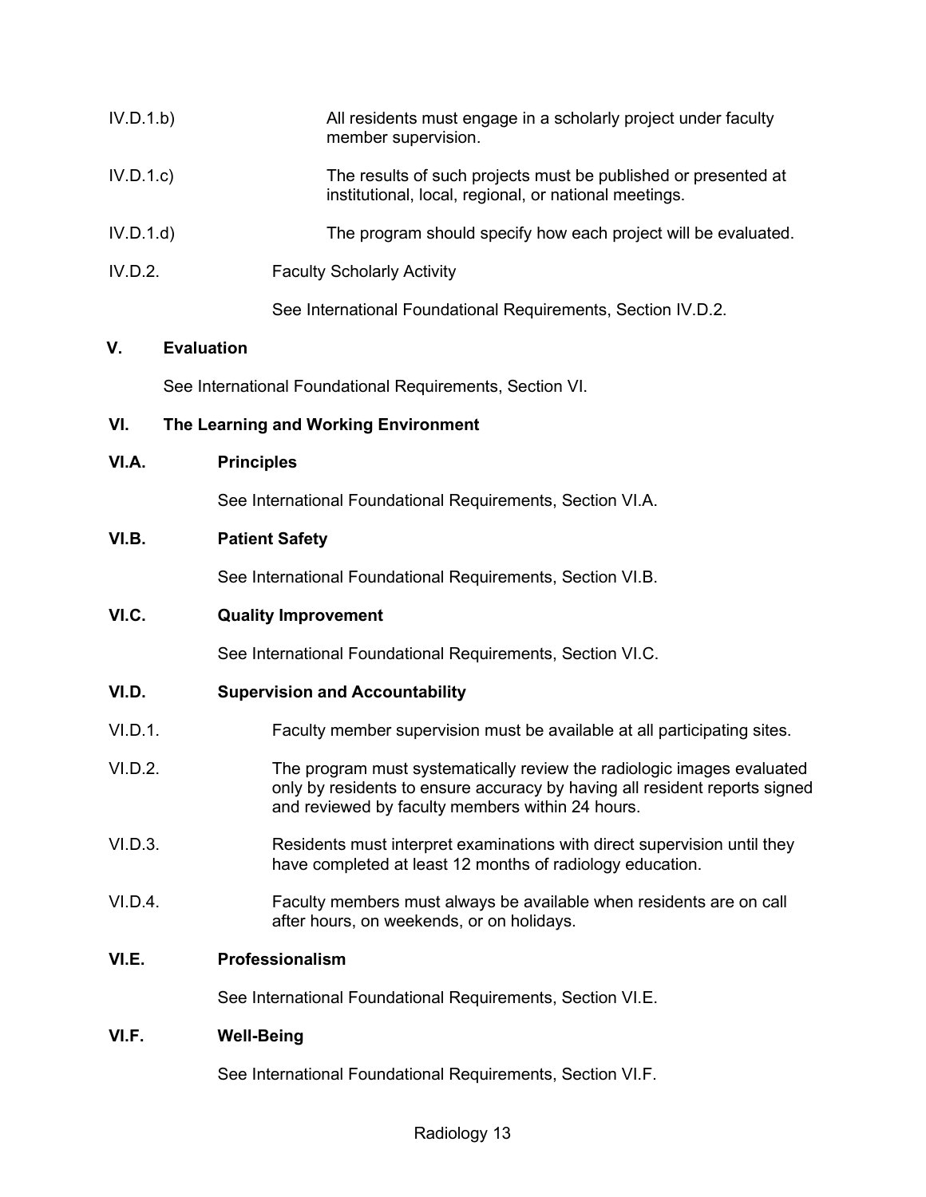IV.D.1.b) All residents must engage in a scholarly project under faculty member supervision.

IV.D.1.c) The results of such projects must be published or presented at institutional, local, regional, or national meetings.

IV.D.1.d) The program should specify how each project will be evaluated.

IV.D.2. Faculty Scholarly Activity

See International Foundational Requirements, Section IV.D.2.

## V. Evaluation

See International Foundational Requirements, Section VI.

## VI. The Learning and Working Environment

### VI.A. Principles

See International Foundational Requirements, Section VI.A.

### VI.B. Patient Safety

See International Foundational Requirements, Section VI.B.

### VI.C. Quality Improvement

See International Foundational Requirements, Section VI.C.

### VI.D. Supervision and Accountability

VI.D.1. Faculty member supervision must be available at all participating sites.

VI.D.2. The program must systematically review the radiologic images evaluated only by residents to ensure accuracy by having all resident reports signed and reviewed by faculty members within 24 hours.

VI.D.3. Residents must interpret examinations with direct supervision until they have completed at least 12 months of radiology education.

VI.D.4. Faculty members must always be available when residents are on call after hours, on weekends, or on holidays.

### VI.E. Professionalism

See International Foundational Requirements, Section VI.E.

### VI.F. Well-Being

See International Foundational Requirements, Section VI.F.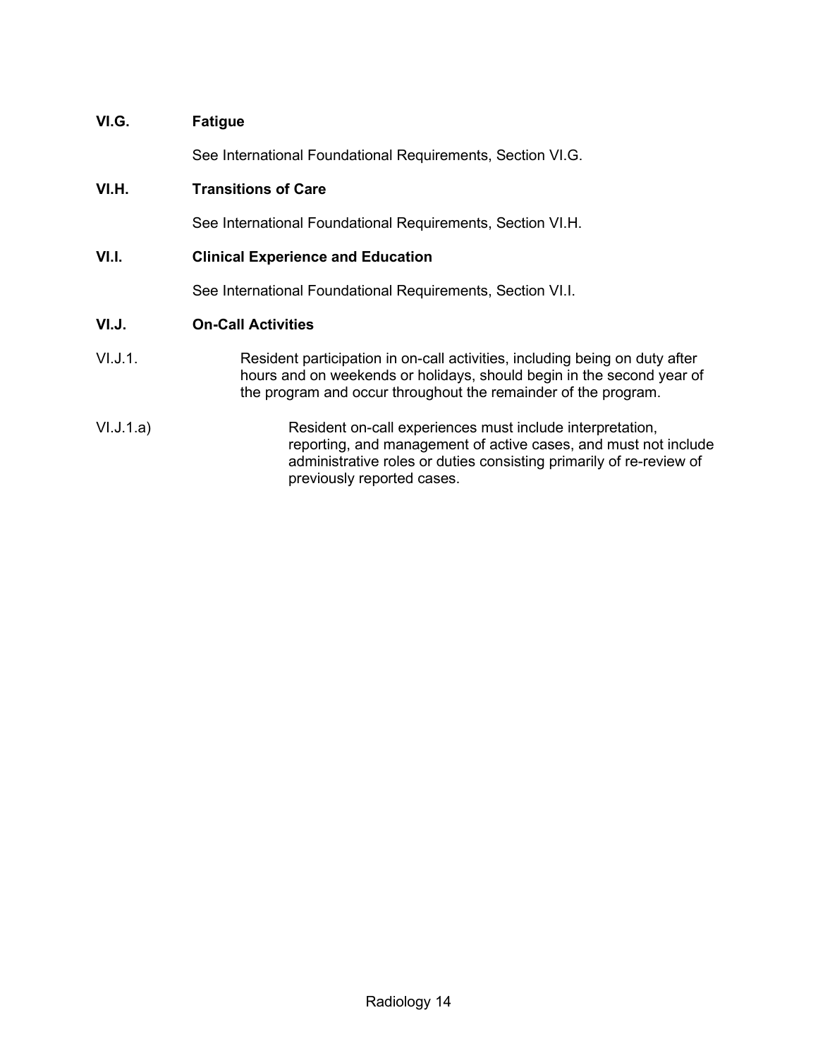**VI.G. Fatigue**

See International Foundational Requirements, Section VI.G.

**VI.H. Transitions of Care**

See International Foundational Requirements, Section VI.H.

**VI.I. Clinical Experience and Education**

See International Foundational Requirements, Section VI.I.

**VI.J. On-Call Activities**

VI.J.1. Resident participation in on-call activities, including being on duty after hours and on weekends or holidays, should begin in the second year of the program and occur throughout the remainder of the program.

VI.J.1.a) Resident on-call experiences must include interpretation, reporting, and management of active cases, and must not include administrative roles or duties consisting primarily of re-review of previously reported cases.